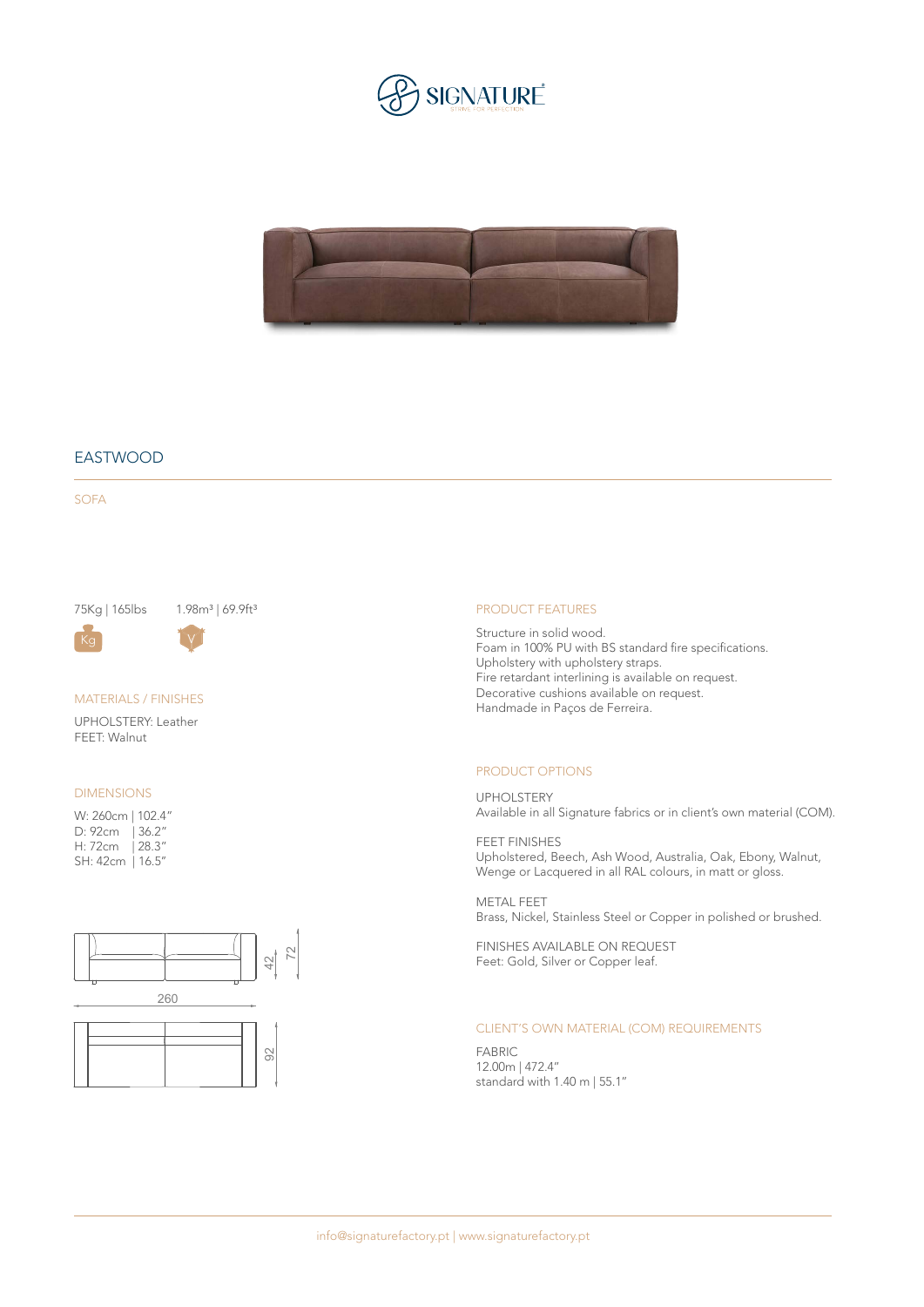# EASTWOOD

## SOFA

75Kg | 165lbs

1.98m³ | 69.9ft³

### MATERIALS / FINISHES

UPHOLSTERY: Leather
FEET: Walnut

### DIMENSIONS

W: 260cm | 102.4"
D: 92cm | 36.2"
H: 72cm | 28.3"
SH: 42cm | 16.5"

### PRODUCT FEATURES

Structure in solid wood.
Foam in 100% PU with BS standard fire specifications.
Upholstery with upholstery straps.
Fire retardant interlining is available on request.
Decorative cushions available on request.
Handmade in Paços de Ferreira.

### PRODUCT OPTIONS

UPHOLSTERY
Available in all Signature fabrics or in client's own material (COM).

FEET FINISHES
Upholstered, Beech, Ash Wood, Australia, Oak, Ebony, Walnut, Wenge or Lacquered in all RAL colours, in matt or gloss.

METAL FEET
Brass, Nickel, Stainless Steel or Copper in polished or brushed.

FINISHES AVAILABLE ON REQUEST
Feet: Gold, Silver or Copper leaf.

### CLIENT'S OWN MATERIAL (COM) REQUIREMENTS

FABRIC
12.00m | 472.4"
standard with 1.40 m | 55.1"

info@signaturefactory.pt | www.signaturefactory.pt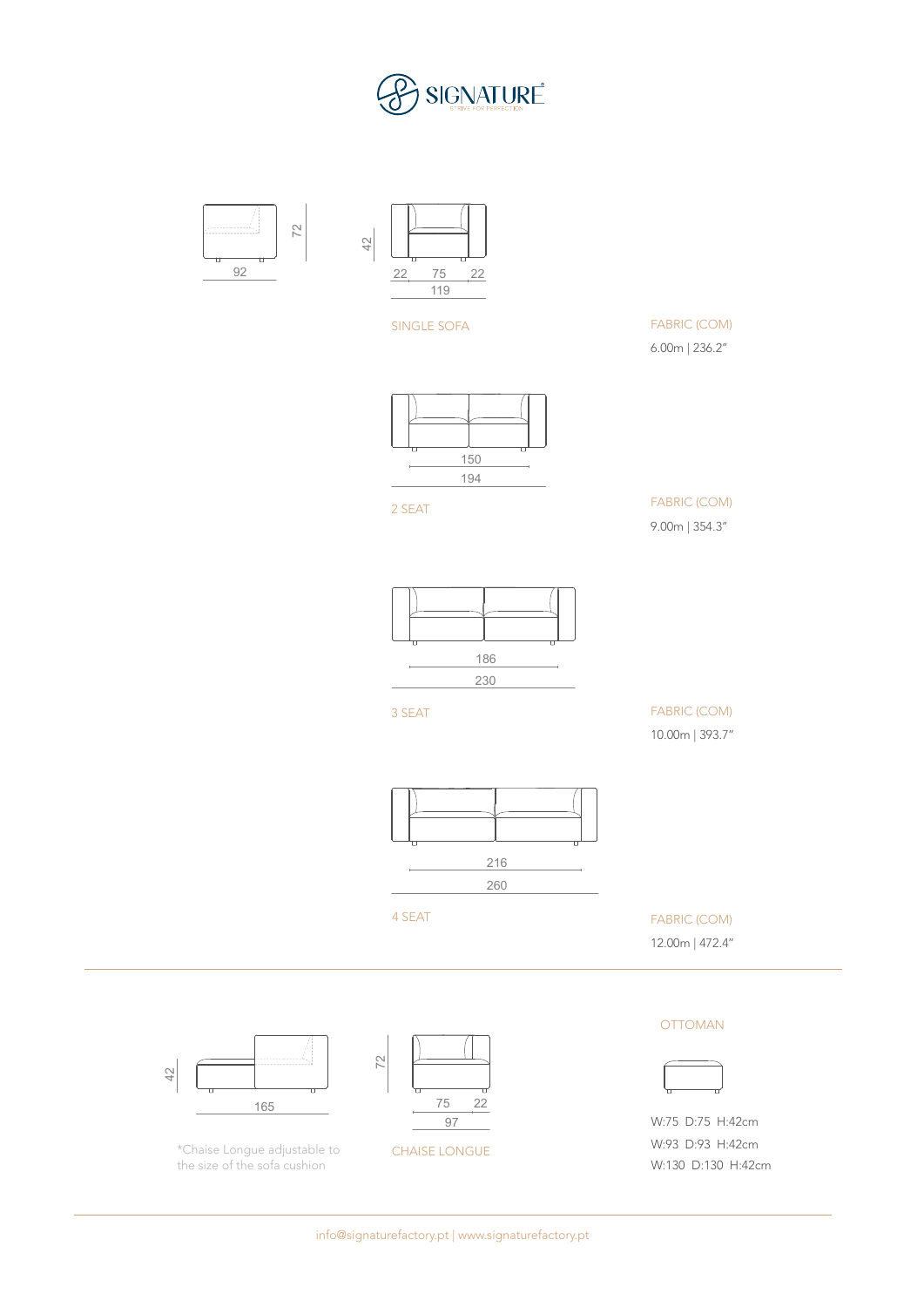72

92

42

22 75 22

119

SINGLE SOFA

FABRIC (COM)

6.00m | 236.2"

150

194

2 SEAT

FABRIC (COM)

9.00m | 354.3"

186

230

3 SEAT

FABRIC (COM)

10.00m | 393.7"

216

260

4 SEAT

FABRIC (COM)

12.00m | 472.4"

42

165

*Chaise Longue adjustable to the size of the sofa cushion

72

75 22

97

CHAISE LONGUE

OTTOMAN

W:75 D:75 H:42cm

W:93 D:93 H:42cm

W:130 D:130 H:42cm

info@signaturefactory.pt | www.signaturefactory.pt